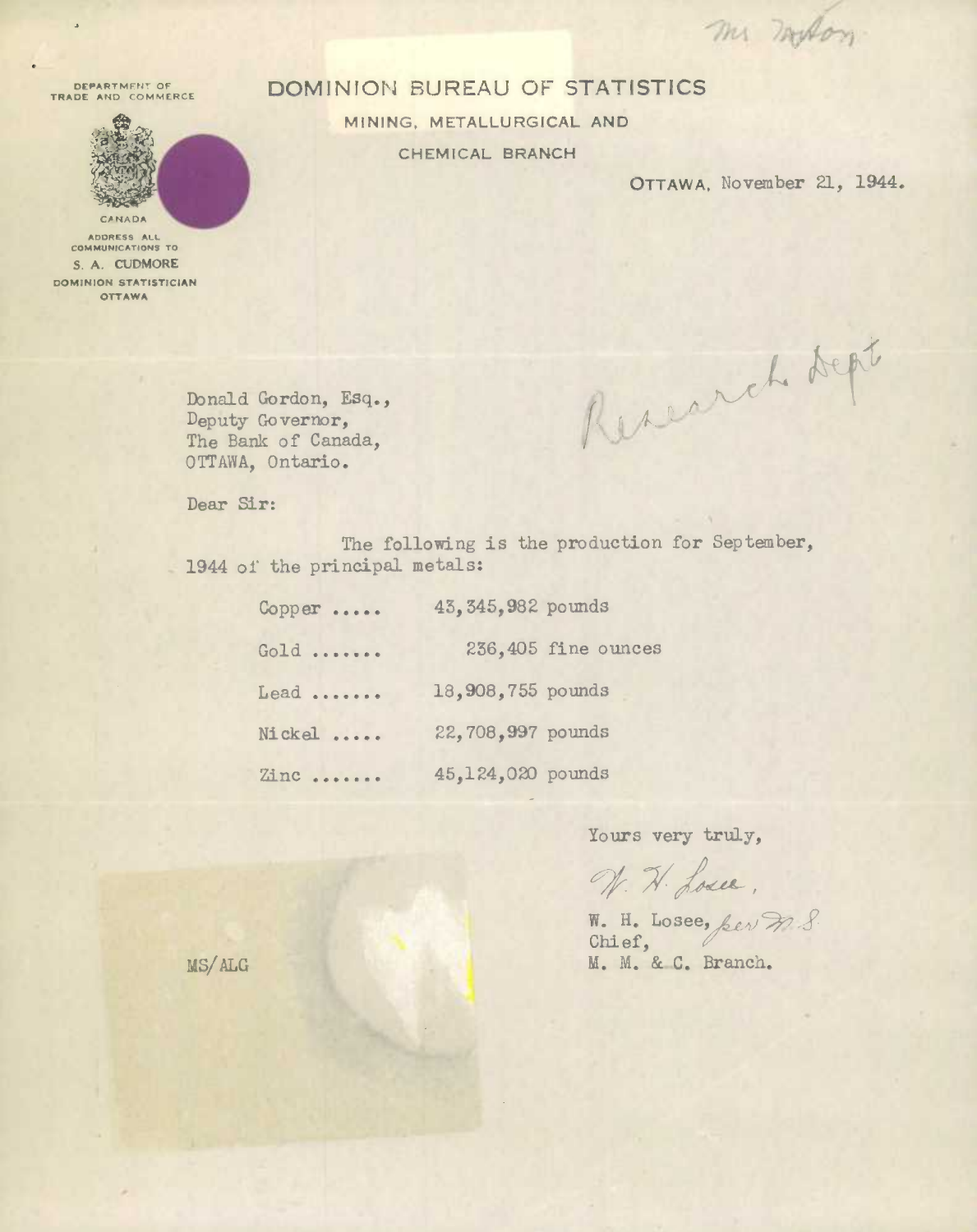Mr Taylor

DEPARTMENT OF TRADE AND COMMERCE

# DOMINION BUREAU OF STATISTICS

MINING, METALLURGICAL AND

CHEMICAL BRANCH

CANADA

ADDRESS ALL COMMUNICATIONS TO
S. A. CUDMORE
DOMINION STATISTICIAN
OTTAWA

OTTAWA, November 21, 1944.

Donald Gordon, Esq.,
Deputy Governor,
The Bank of Canada,
OTTAWA, Ontario.

Research Dept

Dear Sir:

The following is the production for September, 1944 of the principal metals:

| | |
|---|---|
| Copper ..... | 43,345,982 pounds |
| Gold ....... | 236,405 fine ounces |
| Lead ....... | 18,908,755 pounds |
| Nickel ..... | 22,708,997 pounds |
| Zinc ....... | 45,124,020 pounds |

Yours very truly,

W. H. Losee,

W. H. Losee, per M.S.
Chief,
M. M. & C. Branch.

MS/ALG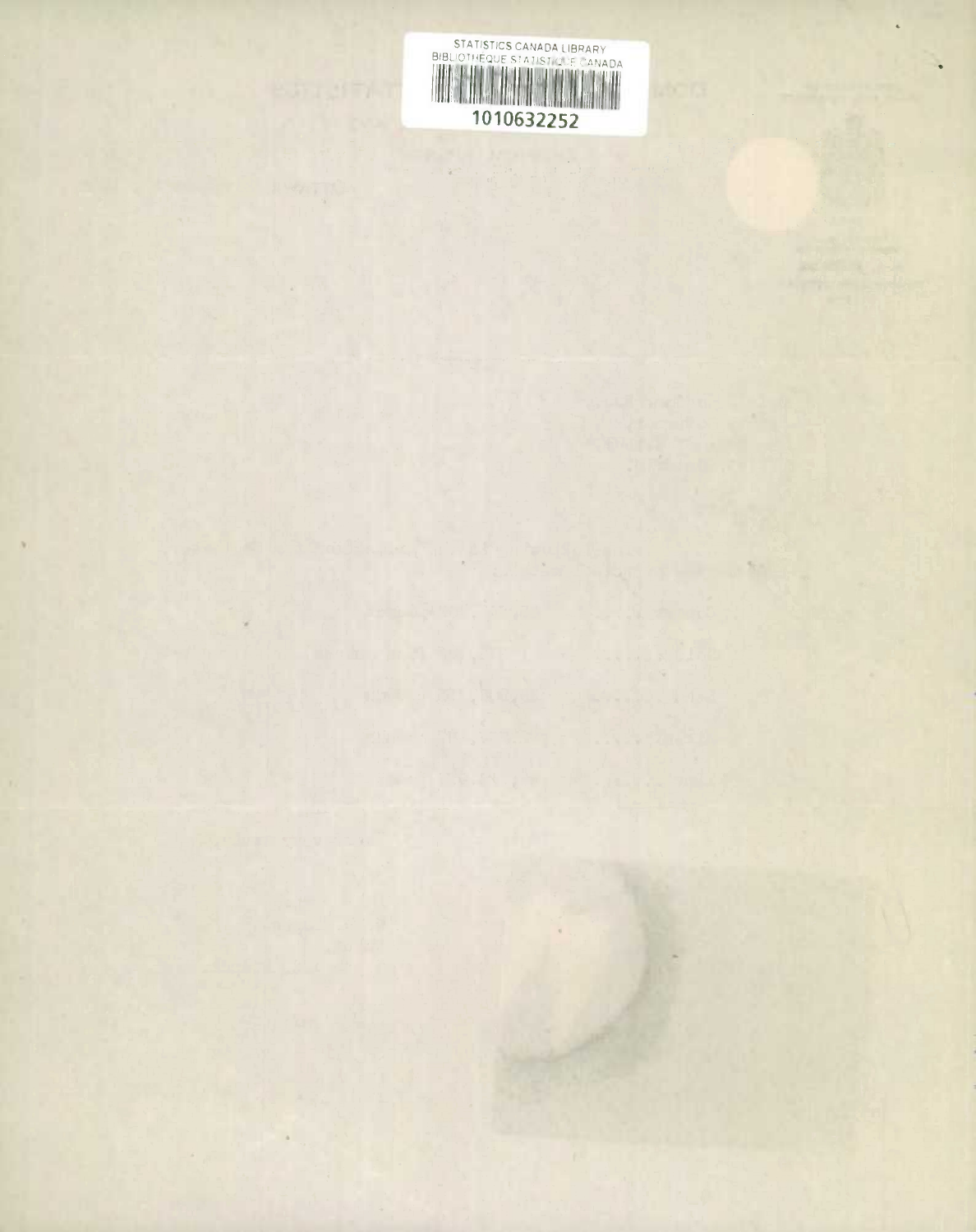STATISTICS CANADA LIBRARY
BIBLIOTHEQUE STATISTIQUE CANADA

1010632252